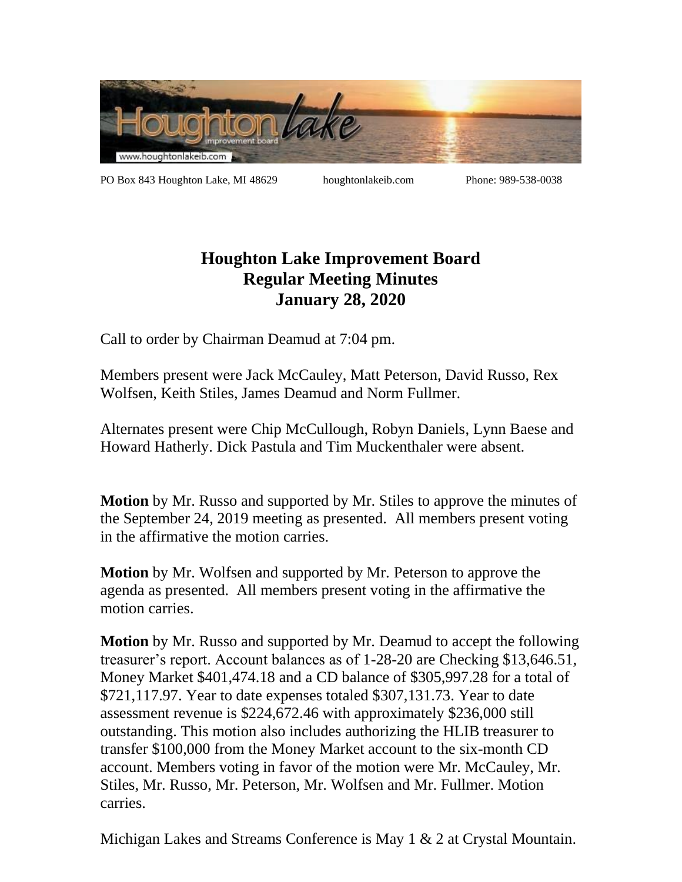PO Box 843 Houghton Lake, MI 48629    houghtonlakeib.com    Phone: 989-538-0038

# Houghton Lake Improvement Board
# Regular Meeting Minutes
# January 28, 2020

Call to order by Chairman Deamud at 7:04 pm.

Members present were Jack McCauley, Matt Peterson, David Russo, Rex Wolfsen, Keith Stiles, James Deamud and Norm Fullmer.

Alternates present were Chip McCullough, Robyn Daniels, Lynn Baese and Howard Hatherly. Dick Pastula and Tim Muckenthaler were absent.

**Motion** by Mr. Russo and supported by Mr. Stiles to approve the minutes of the September 24, 2019 meeting as presented. All members present voting in the affirmative the motion carries.

**Motion** by Mr. Wolfsen and supported by Mr. Peterson to approve the agenda as presented. All members present voting in the affirmative the motion carries.

**Motion** by Mr. Russo and supported by Mr. Deamud to accept the following treasurer's report. Account balances as of 1-28-20 are Checking $13,646.51, Money Market $401,474.18 and a CD balance of $305,997.28 for a total of $721,117.97. Year to date expenses totaled $307,131.73. Year to date assessment revenue is $224,672.46 with approximately $236,000 still outstanding. This motion also includes authorizing the HLIB treasurer to transfer $100,000 from the Money Market account to the six-month CD account. Members voting in favor of the motion were Mr. McCauley, Mr. Stiles, Mr. Russo, Mr. Peterson, Mr. Wolfsen and Mr. Fullmer. Motion carries.

Michigan Lakes and Streams Conference is May 1 & 2 at Crystal Mountain.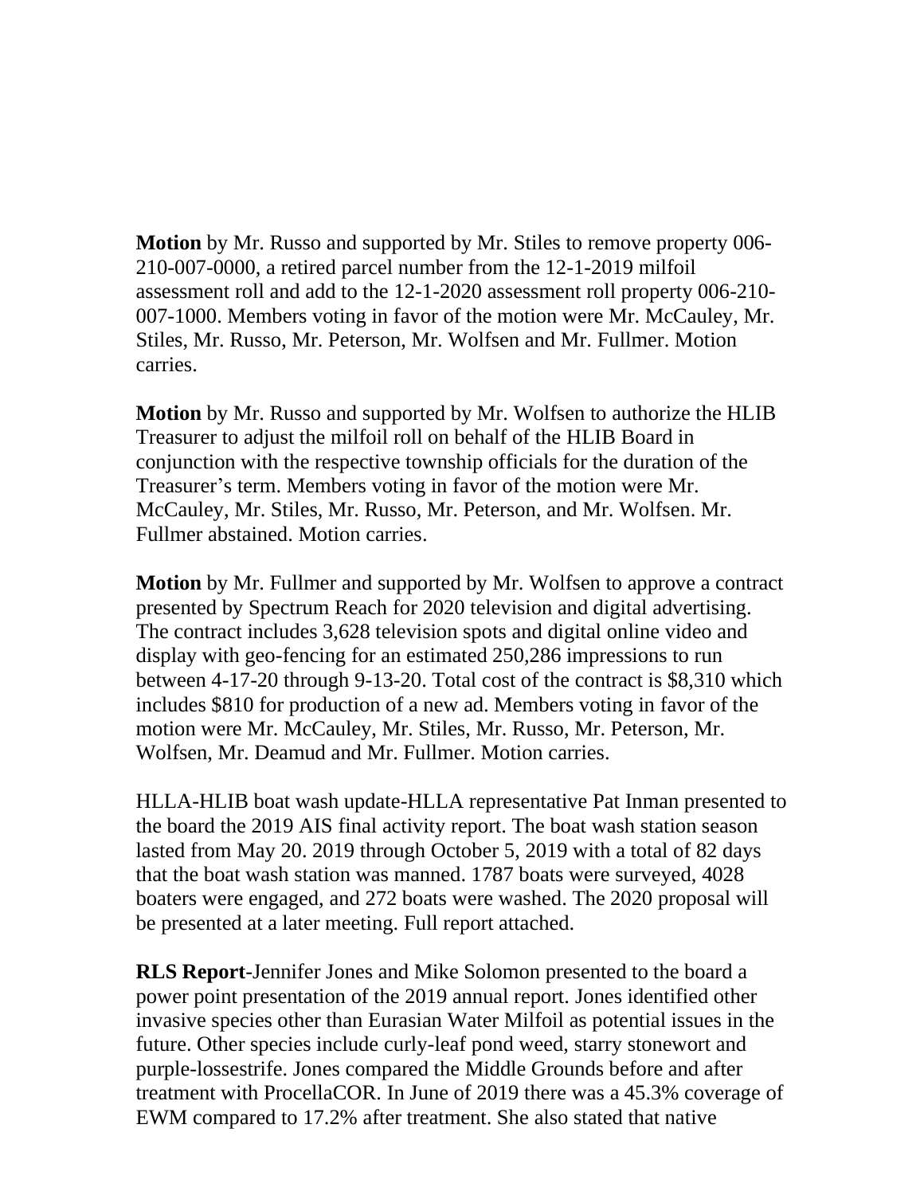**Motion** by Mr. Russo and supported by Mr. Stiles to remove property 006-210-007-0000, a retired parcel number from the 12-1-2019 milfoil assessment roll and add to the 12-1-2020 assessment roll property 006-210-007-1000. Members voting in favor of the motion were Mr. McCauley, Mr. Stiles, Mr. Russo, Mr. Peterson, Mr. Wolfsen and Mr. Fullmer. Motion carries.

**Motion** by Mr. Russo and supported by Mr. Wolfsen to authorize the HLIB Treasurer to adjust the milfoil roll on behalf of the HLIB Board in conjunction with the respective township officials for the duration of the Treasurer's term. Members voting in favor of the motion were Mr. McCauley, Mr. Stiles, Mr. Russo, Mr. Peterson, and Mr. Wolfsen. Mr. Fullmer abstained. Motion carries.

**Motion** by Mr. Fullmer and supported by Mr. Wolfsen to approve a contract presented by Spectrum Reach for 2020 television and digital advertising. The contract includes 3,628 television spots and digital online video and display with geo-fencing for an estimated 250,286 impressions to run between 4-17-20 through 9-13-20. Total cost of the contract is $8,310 which includes $810 for production of a new ad. Members voting in favor of the motion were Mr. McCauley, Mr. Stiles, Mr. Russo, Mr. Peterson, Mr. Wolfsen, Mr. Deamud and Mr. Fullmer. Motion carries.

HLLA-HLIB boat wash update-HLLA representative Pat Inman presented to the board the 2019 AIS final activity report. The boat wash station season lasted from May 20. 2019 through October 5, 2019 with a total of 82 days that the boat wash station was manned. 1787 boats were surveyed, 4028 boaters were engaged, and 272 boats were washed. The 2020 proposal will be presented at a later meeting. Full report attached.

**RLS Report**-Jennifer Jones and Mike Solomon presented to the board a power point presentation of the 2019 annual report. Jones identified other invasive species other than Eurasian Water Milfoil as potential issues in the future. Other species include curly-leaf pond weed, starry stonewort and purple-lossestrife. Jones compared the Middle Grounds before and after treatment with ProcellaCOR. In June of 2019 there was a 45.3% coverage of EWM compared to 17.2% after treatment. She also stated that native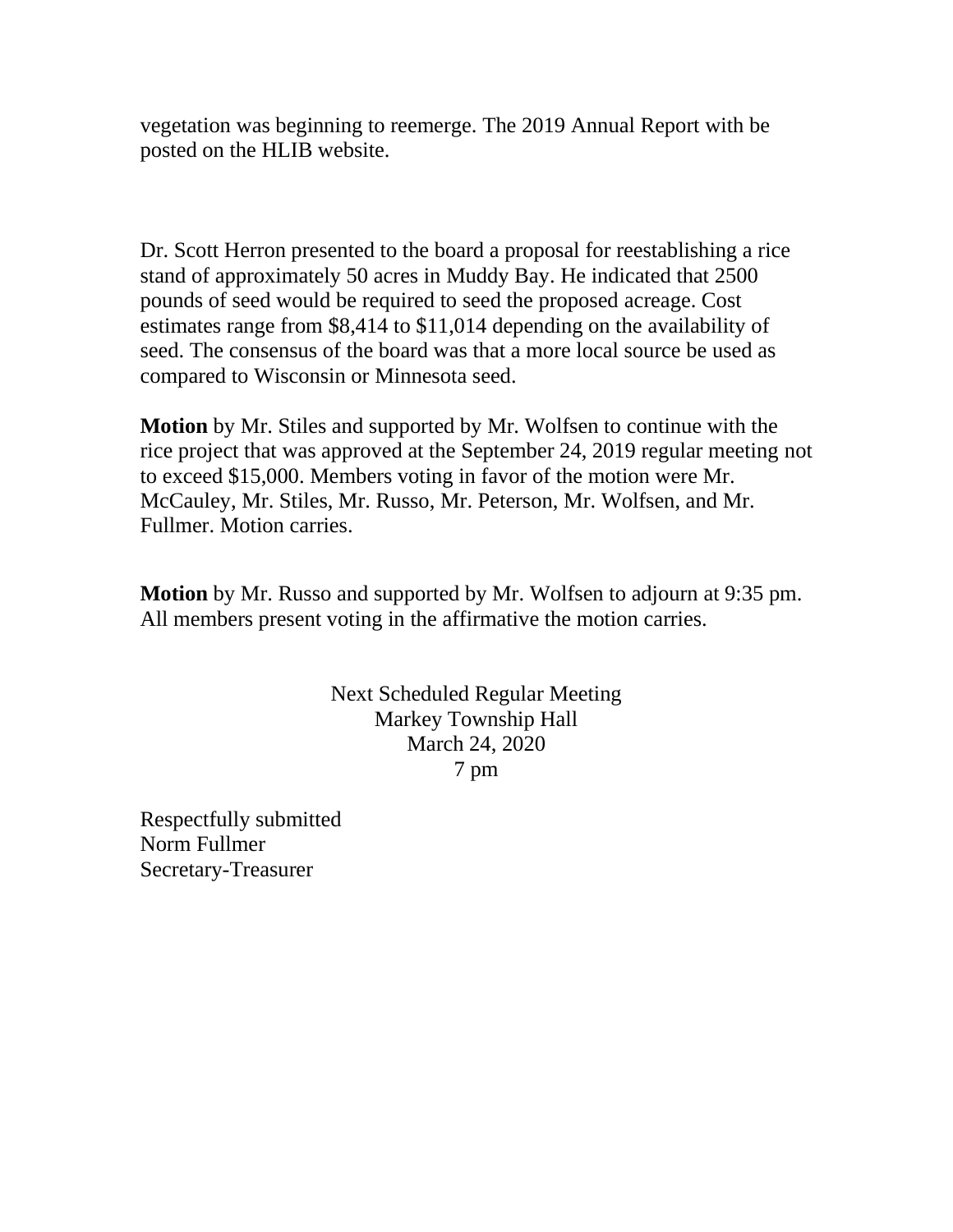vegetation was beginning to reemerge. The 2019 Annual Report with be posted on the HLIB website.

Dr. Scott Herron presented to the board a proposal for reestablishing a rice stand of approximately 50 acres in Muddy Bay. He indicated that 2500 pounds of seed would be required to seed the proposed acreage. Cost estimates range from $8,414 to $11,014 depending on the availability of seed. The consensus of the board was that a more local source be used as compared to Wisconsin or Minnesota seed.

**Motion** by Mr. Stiles and supported by Mr. Wolfsen to continue with the rice project that was approved at the September 24, 2019 regular meeting not to exceed $15,000. Members voting in favor of the motion were Mr. McCauley, Mr. Stiles, Mr. Russo, Mr. Peterson, Mr. Wolfsen, and Mr. Fullmer. Motion carries.

**Motion** by Mr. Russo and supported by Mr. Wolfsen to adjourn at 9:35 pm. All members present voting in the affirmative the motion carries.

Next Scheduled Regular Meeting
Markey Township Hall
March 24, 2020
7 pm

Respectfully submitted
Norm Fullmer
Secretary-Treasurer